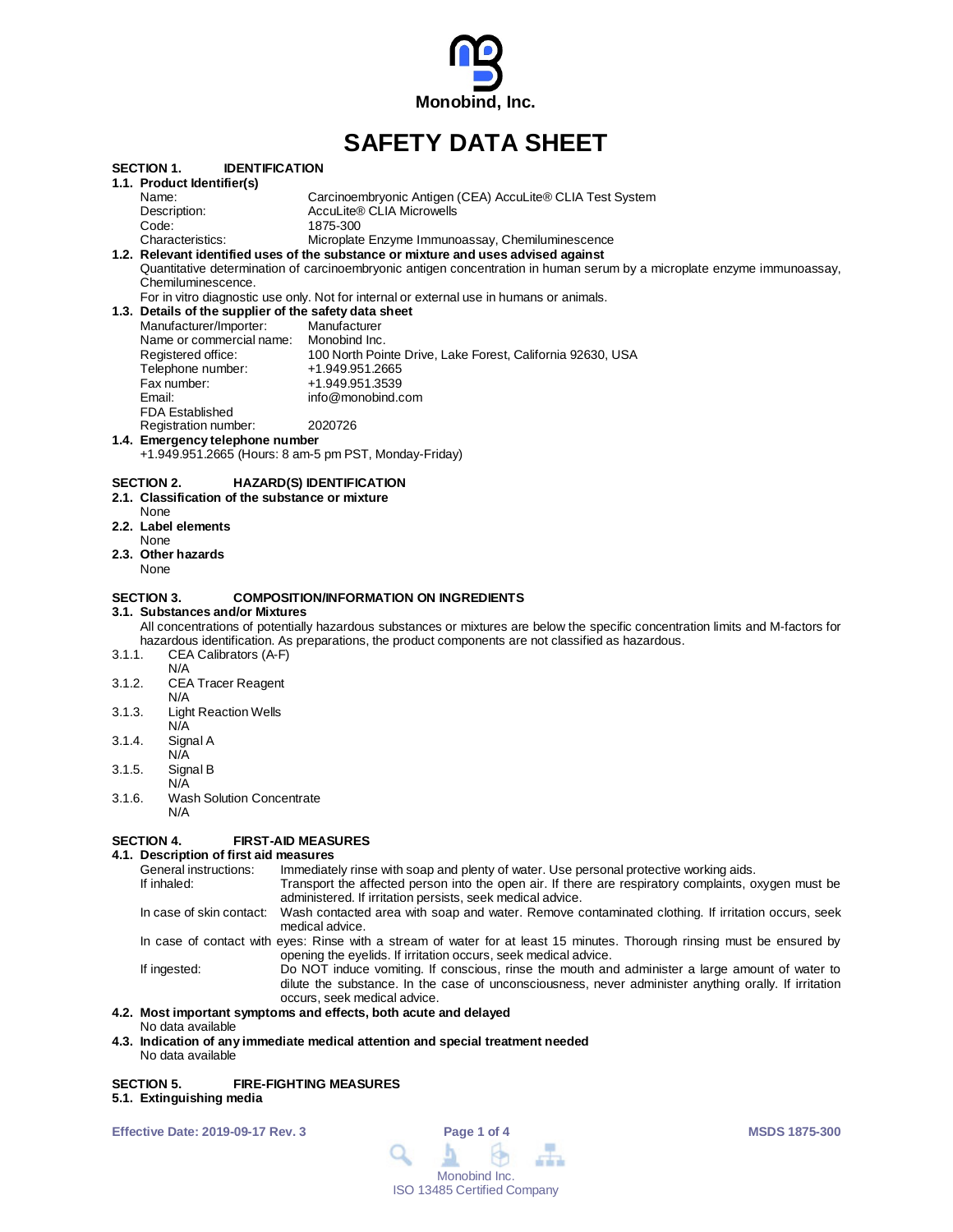Monobind, Inc.

# SAFETY DATA SHEET

## SECTION 1. IDENTIFICATION

### 1.1. Product Identifier(s)

| | |
|---|---|
| Name: | Carcinoembryonic Antigen (CEA) AccuLite® CLIA Test System |
| Description: | AccuLite® CLIA Microwells |
| Code: | 1875-300 |
| Characteristics: | Microplate Enzyme Immunoassay, Chemiluminescence |

### 1.2. Relevant identified uses of the substance or mixture and uses advised against

Quantitative determination of carcinoembryonic antigen concentration in human serum by a microplate enzyme immunoassay, Chemiluminescence.

For in vitro diagnostic use only. Not for internal or external use in humans or animals.

### 1.3. Details of the supplier of the safety data sheet

| | |
|---|---|
| Manufacturer/Importer: | Manufacturer |
| Name or commercial name: | Monobind Inc. |
| Registered office: | 100 North Pointe Drive, Lake Forest, California 92630, USA |
| Telephone number: | +1.949.951.2665 |
| Fax number: | +1.949.951.3539 |
| Email: | info@monobind.com |
| FDA Established Registration number: | 2020726 |

### 1.4. Emergency telephone number

+1.949.951.2665 (Hours: 8 am-5 pm PST, Monday-Friday)

## SECTION 2. HAZARD(S) IDENTIFICATION

### 2.1. Classification of the substance or mixture

None

### 2.2. Label elements

None

### 2.3. Other hazards

None

## SECTION 3. COMPOSITION/INFORMATION ON INGREDIENTS

### 3.1. Substances and/or Mixtures

All concentrations of potentially hazardous substances or mixtures are below the specific concentration limits and M-factors for hazardous identification. As preparations, the product components are not classified as hazardous.

3.1.1. CEA Calibrators (A-F)
N/A

3.1.2. CEA Tracer Reagent
N/A

3.1.3. Light Reaction Wells
N/A

3.1.4. Signal A
N/A

3.1.5. Signal B
N/A

3.1.6. Wash Solution Concentrate
N/A

## SECTION 4. FIRST-AID MEASURES

### 4.1. Description of first aid measures

| | |
|---|---|
| General instructions: | Immediately rinse with soap and plenty of water. Use personal protective working aids. |
| If inhaled: | Transport the affected person into the open air. If there are respiratory complaints, oxygen must be administered. If irritation persists, seek medical advice. |
| In case of skin contact: | Wash contacted area with soap and water. Remove contaminated clothing. If irritation occurs, seek medical advice. |
| In case of contact with eyes: | Rinse with a stream of water for at least 15 minutes. Thorough rinsing must be ensured by opening the eyelids. If irritation occurs, seek medical advice. |
| If ingested: | Do NOT induce vomiting. If conscious, rinse the mouth and administer a large amount of water to dilute the substance. In the case of unconsciousness, never administer anything orally. If irritation occurs, seek medical advice. |

### 4.2. Most important symptoms and effects, both acute and delayed

No data available

### 4.3. Indication of any immediate medical attention and special treatment needed

No data available

## SECTION 5. FIRE-FIGHTING MEASURES

### 5.1. Extinguishing media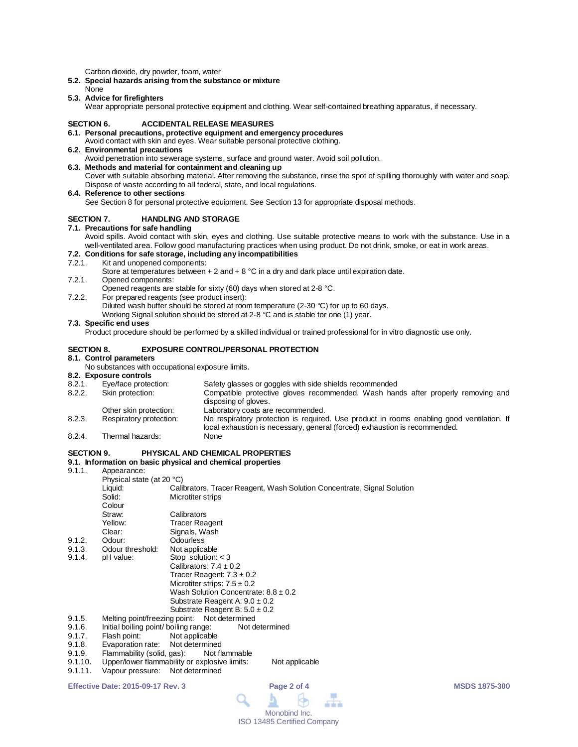Carbon dioxide, dry powder, foam, water

**5.2. Special hazards arising from the substance or mixture**

None

**5.3. Advice for firefighters**

Wear appropriate personal protective equipment and clothing. Wear self-contained breathing apparatus, if necessary.

## SECTION 6. ACCIDENTAL RELEASE MEASURES

**6.1. Personal precautions, protective equipment and emergency procedures**

Avoid contact with skin and eyes. Wear suitable personal protective clothing.

**6.2. Environmental precautions**

Avoid penetration into sewerage systems, surface and ground water. Avoid soil pollution.

**6.3. Methods and material for containment and cleaning up**

Cover with suitable absorbing material. After removing the substance, rinse the spot of spilling thoroughly with water and soap. Dispose of waste according to all federal, state, and local regulations.

**6.4. Reference to other sections**

See Section 8 for personal protective equipment. See Section 13 for appropriate disposal methods.

## SECTION 7. HANDLING AND STORAGE

**7.1. Precautions for safe handling**

Avoid spills. Avoid contact with skin, eyes and clothing. Use suitable protective means to work with the substance. Use in a well-ventilated area. Follow good manufacturing practices when using product. Do not drink, smoke, or eat in work areas.

**7.2. Conditions for safe storage, including any incompatibilities**

7.2.1. Kit and unopened components:
Store at temperatures between + 2 and + 8 °C in a dry and dark place until expiration date.

7.2.1. Opened components:
Opened reagents are stable for sixty (60) days when stored at 2-8 °C.

7.2.2. For prepared reagents (see product insert):
Diluted wash buffer should be stored at room temperature (2-30 °C) for up to 60 days.
Working Signal solution should be stored at 2-8 °C and is stable for one (1) year.

**7.3. Specific end uses**

Product procedure should be performed by a skilled individual or trained professional for in vitro diagnostic use only.

## SECTION 8. EXPOSURE CONTROL/PERSONAL PROTECTION

**8.1. Control parameters**

No substances with occupational exposure limits.

**8.2. Exposure controls**

8.2.1. Eye/face protection: Safety glasses or goggles with side shields recommended

8.2.2. Skin protection: Compatible protective gloves recommended. Wash hands after properly removing and disposing of gloves.

Other skin protection: Laboratory coats are recommended.

8.2.3. Respiratory protection: No respiratory protection is required. Use product in rooms enabling good ventilation. If local exhaustion is necessary, general (forced) exhaustion is recommended.

8.2.4. Thermal hazards: None

## SECTION 9. PHYSICAL AND CHEMICAL PROPERTIES

**9.1. Information on basic physical and chemical properties**

9.1.1. Appearance:

Physical state (at 20 °C)

- Liquid: Calibrators, Tracer Reagent, Wash Solution Concentrate, Signal Solution
- Solid: Microtiter strips

Colour

- Straw: Calibrators
- Yellow: Tracer Reagent
- Clear: Signals, Wash

9.1.2. Odour: Odourless

9.1.3. Odour threshold: Not applicable

9.1.4. pH value:
- Stop solution: < 3
- Calibrators: 7.4 ± 0.2
- Tracer Reagent: 7.3 ± 0.2
- Microtiter strips: 7.5 ± 0.2
- Wash Solution Concentrate: 8.8 ± 0.2
- Substrate Reagent A: 9.0 ± 0.2
- Substrate Reagent B: 5.0 ± 0.2

9.1.5. Melting point/freezing point: Not determined

9.1.6. Initial boiling point/ boiling range: Not determined

9.1.7. Flash point: Not applicable

9.1.8. Evaporation rate: Not determined

9.1.9. Flammability (solid, gas): Not flammable

9.1.10. Upper/lower flammability or explosive limits: Not applicable

9.1.11. Vapour pressure: Not determined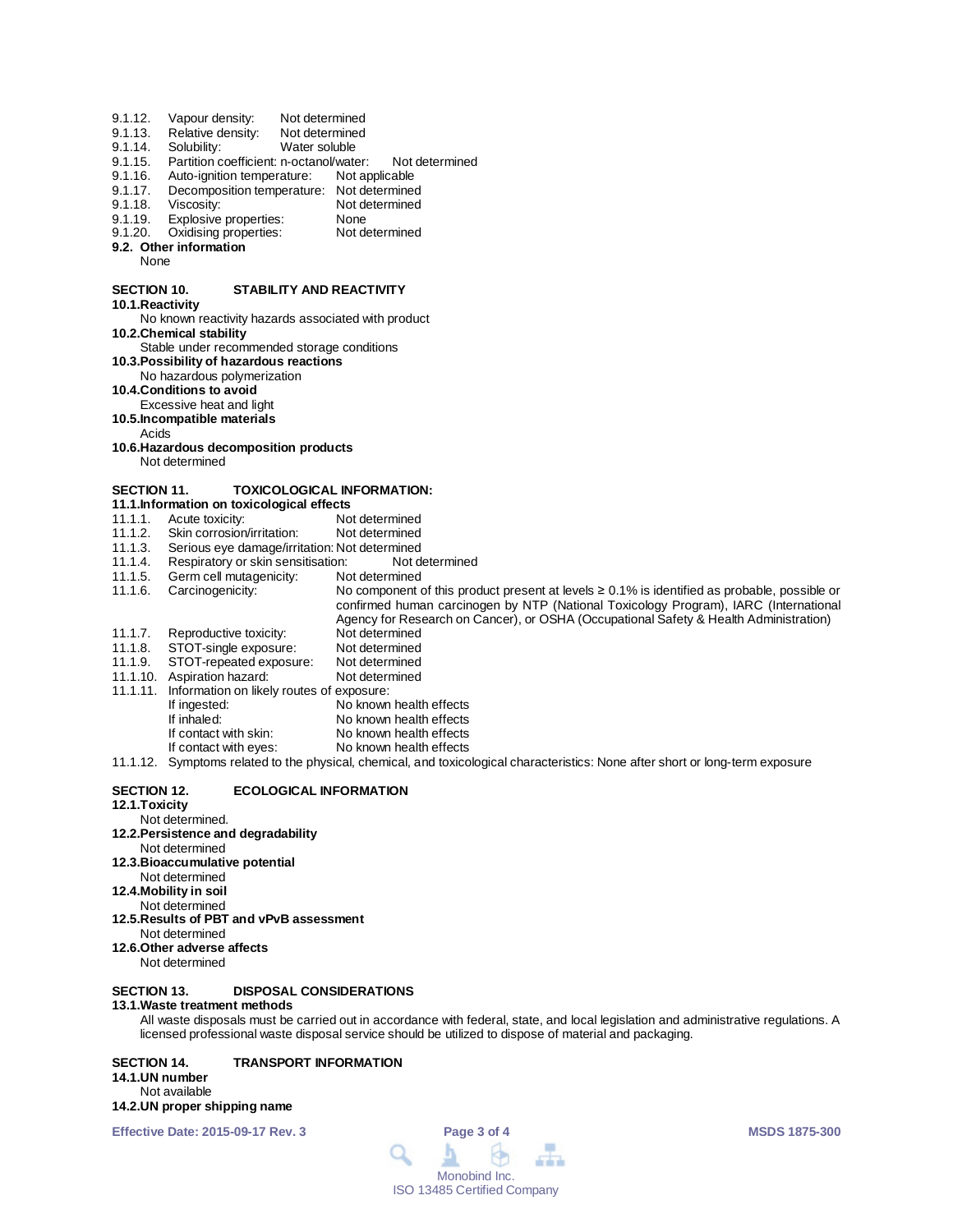9.1.12. Vapour density: Not determined
9.1.13. Relative density: Not determined
9.1.14. Solubility: Water soluble
9.1.15. Partition coefficient: n-octanol/water: Not determined
9.1.16. Auto-ignition temperature: Not applicable
9.1.17. Decomposition temperature: Not determined
9.1.18. Viscosity: Not determined
9.1.19. Explosive properties: None
9.1.20. Oxidising properties: Not determined

**9.2. Other information**

None

## SECTION 10. STABILITY AND REACTIVITY

**10.1. Reactivity**

No known reactivity hazards associated with product

**10.2. Chemical stability**

Stable under recommended storage conditions

**10.3. Possibility of hazardous reactions**

No hazardous polymerization

**10.4. Conditions to avoid**

Excessive heat and light

**10.5. Incompatible materials**

Acids

**10.6. Hazardous decomposition products**

Not determined

## SECTION 11. TOXICOLOGICAL INFORMATION:

**11.1. Information on toxicological effects**

11.1.1. Acute toxicity: Not determined
11.1.2. Skin corrosion/irritation: Not determined
11.1.3. Serious eye damage/irritation: Not determined
11.1.4. Respiratory or skin sensitisation: Not determined
11.1.5. Germ cell mutagenicity: Not determined
11.1.6. Carcinogenicity: No component of this product present at levels ≥ 0.1% is identified as probable, possible or confirmed human carcinogen by NTP (National Toxicology Program), IARC (International Agency for Research on Cancer), or OSHA (Occupational Safety & Health Administration)
11.1.7. Reproductive toxicity: Not determined
11.1.8. STOT-single exposure: Not determined
11.1.9. STOT-repeated exposure: Not determined
11.1.10. Aspiration hazard: Not determined
11.1.11. Information on likely routes of exposure:
- If ingested: No known health effects
- If inhaled: No known health effects
- If contact with skin: No known health effects
- If contact with eyes: No known health effects

11.1.12. Symptoms related to the physical, chemical, and toxicological characteristics: None after short or long-term exposure

## SECTION 12. ECOLOGICAL INFORMATION

**12.1. Toxicity**

Not determined.

**12.2. Persistence and degradability**

Not determined

**12.3. Bioaccumulative potential**

Not determined

**12.4. Mobility in soil**

Not determined

**12.5. Results of PBT and vPvB assessment**

Not determined

**12.6. Other adverse affects**

Not determined

## SECTION 13. DISPOSAL CONSIDERATIONS

**13.1. Waste treatment methods**

All waste disposals must be carried out in accordance with federal, state, and local legislation and administrative regulations. A licensed professional waste disposal service should be utilized to dispose of material and packaging.

## SECTION 14. TRANSPORT INFORMATION

**14.1. UN number**

Not available

**14.2. UN proper shipping name**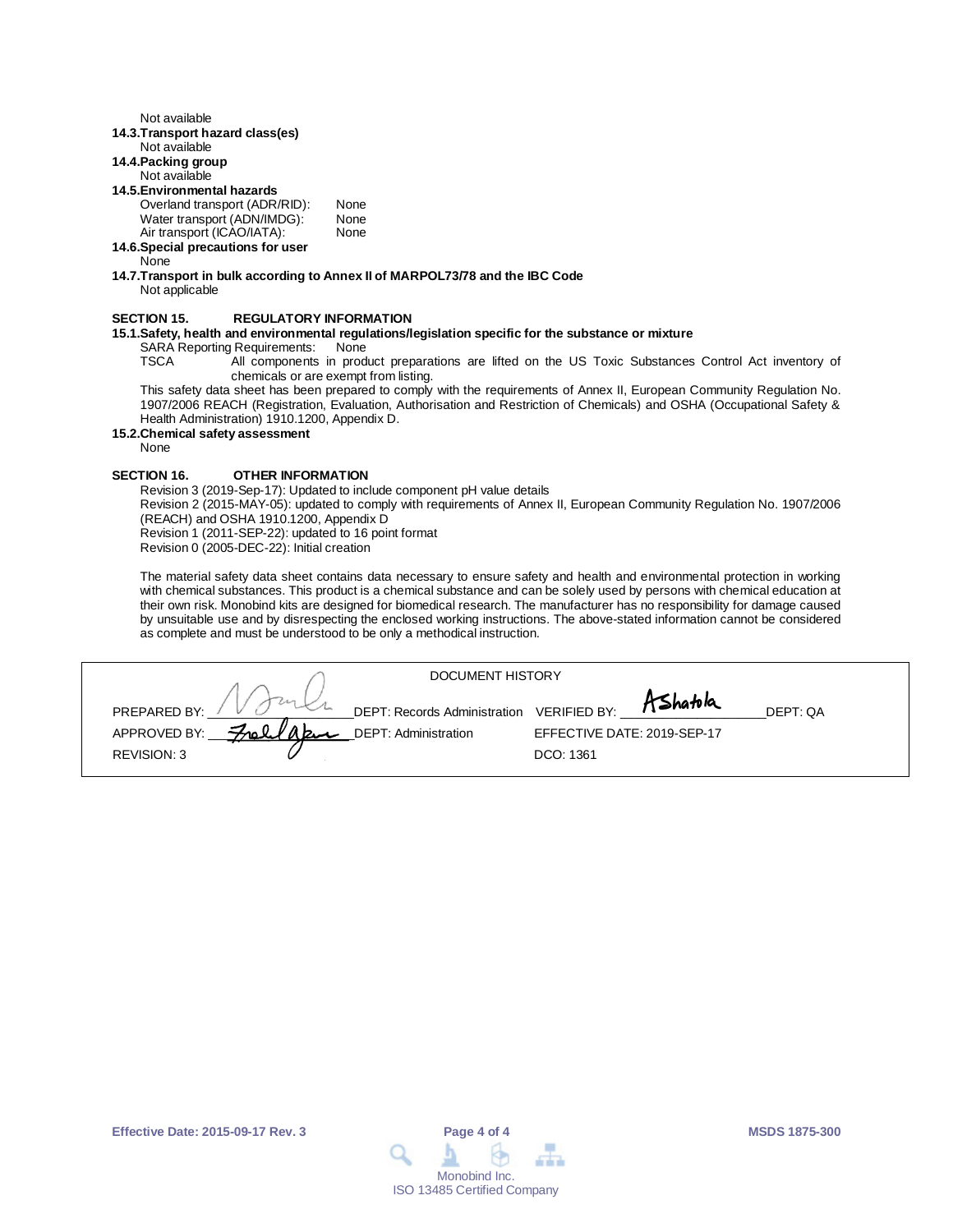Not available

**14.3.Transport hazard class(es)**

Not available

**14.4.Packing group**

Not available

**14.5.Environmental hazards**

| | |
|---|---|
| Overland transport (ADR/RID): | None |
| Water transport (ADN/IMDG): | None |
| Air transport (ICAO/IATA): | None |

**14.6.Special precautions for user**

None

**14.7.Transport in bulk according to Annex II of MARPOL73/78 and the IBC Code**

Not applicable

## SECTION 15. REGULATORY INFORMATION

**15.1.Safety, health and environmental regulations/legislation specific for the substance or mixture**

SARA Reporting Requirements: None

TSCA All components in product preparations are lifted on the US Toxic Substances Control Act inventory of chemicals or are exempt from listing.

This safety data sheet has been prepared to comply with the requirements of Annex II, European Community Regulation No. 1907/2006 REACH (Registration, Evaluation, Authorisation and Restriction of Chemicals) and OSHA (Occupational Safety & Health Administration) 1910.1200, Appendix D.

**15.2.Chemical safety assessment**

None

## SECTION 16. OTHER INFORMATION

Revision 3 (2019-Sep-17): Updated to include component pH value details

Revision 2 (2015-MAY-05): updated to comply with requirements of Annex II, European Community Regulation No. 1907/2006 (REACH) and OSHA 1910.1200, Appendix D

Revision 1 (2011-SEP-22): updated to 16 point format

Revision 0 (2005-DEC-22): Initial creation

The material safety data sheet contains data necessary to ensure safety and health and environmental protection in working with chemical substances. This product is a chemical substance and can be solely used by persons with chemical education at their own risk. Monobind kits are designed for biomedical research. The manufacturer has no responsibility for damage caused by unsuitable use and by disrespecting the enclosed working instructions. The above-stated information cannot be considered as complete and must be understood to be only a methodical instruction.

| DOCUMENT HISTORY | | | |
|---|---|---|---|
| PREPARED BY: | DEPT: Records Administration | VERIFIED BY: Ashatola | DEPT: QA |
| APPROVED BY: | DEPT: Administration | EFFECTIVE DATE: 2019-SEP-17 | |
| REVISION: 3 | | DCO: 1361 | |